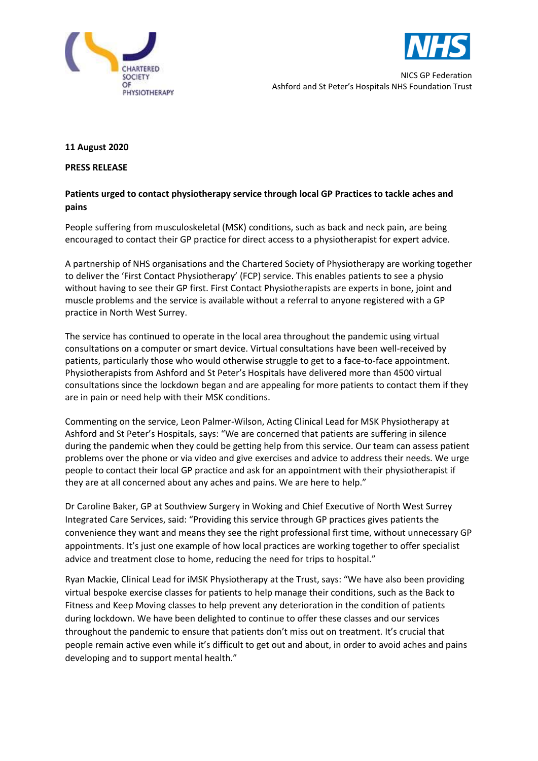NICS GP Federation
Ashford and St Peter's Hospitals NHS Foundation Trust

**11 August 2020**

**PRESS RELEASE**

**Patients urged to contact physiotherapy service through local GP Practices to tackle aches and pains**

People suffering from musculoskeletal (MSK) conditions, such as back and neck pain, are being encouraged to contact their GP practice for direct access to a physiotherapist for expert advice.

A partnership of NHS organisations and the Chartered Society of Physiotherapy are working together to deliver the 'First Contact Physiotherapy' (FCP) service. This enables patients to see a physio without having to see their GP first. First Contact Physiotherapists are experts in bone, joint and muscle problems and the service is available without a referral to anyone registered with a GP practice in North West Surrey.

The service has continued to operate in the local area throughout the pandemic using virtual consultations on a computer or smart device. Virtual consultations have been well-received by patients, particularly those who would otherwise struggle to get to a face-to-face appointment. Physiotherapists from Ashford and St Peter's Hospitals have delivered more than 4500 virtual consultations since the lockdown began and are appealing for more patients to contact them if they are in pain or need help with their MSK conditions.

Commenting on the service, Leon Palmer-Wilson, Acting Clinical Lead for MSK Physiotherapy at Ashford and St Peter's Hospitals, says: "We are concerned that patients are suffering in silence during the pandemic when they could be getting help from this service. Our team can assess patient problems over the phone or via video and give exercises and advice to address their needs. We urge people to contact their local GP practice and ask for an appointment with their physiotherapist if they are at all concerned about any aches and pains. We are here to help."

Dr Caroline Baker, GP at Southview Surgery in Woking and Chief Executive of North West Surrey Integrated Care Services, said: "Providing this service through GP practices gives patients the convenience they want and means they see the right professional first time, without unnecessary GP appointments. It's just one example of how local practices are working together to offer specialist advice and treatment close to home, reducing the need for trips to hospital."

Ryan Mackie, Clinical Lead for iMSK Physiotherapy at the Trust, says: "We have also been providing virtual bespoke exercise classes for patients to help manage their conditions, such as the Back to Fitness and Keep Moving classes to help prevent any deterioration in the condition of patients during lockdown. We have been delighted to continue to offer these classes and our services throughout the pandemic to ensure that patients don't miss out on treatment. It's crucial that people remain active even while it's difficult to get out and about, in order to avoid aches and pains developing and to support mental health."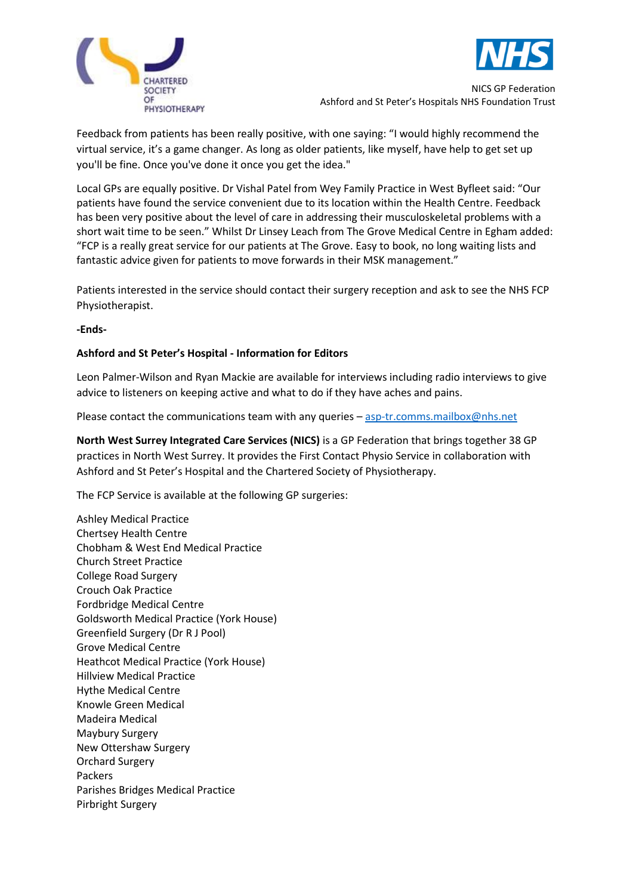Feedback from patients has been really positive, with one saying: "I would highly recommend the virtual service, it's a game changer. As long as older patients, like myself, have help to get set up you'll be fine. Once you've done it once you get the idea."

Local GPs are equally positive. Dr Vishal Patel from Wey Family Practice in West Byfleet said: "Our patients have found the service convenient due to its location within the Health Centre. Feedback has been very positive about the level of care in addressing their musculoskeletal problems with a short wait time to be seen." Whilst Dr Linsey Leach from The Grove Medical Centre in Egham added: "FCP is a really great service for our patients at The Grove. Easy to book, no long waiting lists and fantastic advice given for patients to move forwards in their MSK management."

Patients interested in the service should contact their surgery reception and ask to see the NHS FCP Physiotherapist.

**-Ends-**

**Ashford and St Peter's Hospital - Information for Editors**

Leon Palmer-Wilson and Ryan Mackie are available for interviews including radio interviews to give advice to listeners on keeping active and what to do if they have aches and pains.

Please contact the communications team with any queries – asp-tr.comms.mailbox@nhs.net

**North West Surrey Integrated Care Services (NICS)** is a GP Federation that brings together 38 GP practices in North West Surrey. It provides the First Contact Physio Service in collaboration with Ashford and St Peter's Hospital and the Chartered Society of Physiotherapy.

The FCP Service is available at the following GP surgeries:

Ashley Medical Practice
Chertsey Health Centre
Chobham & West End Medical Practice
Church Street Practice
College Road Surgery
Crouch Oak Practice
Fordbridge Medical Centre
Goldsworth Medical Practice (York House)
Greenfield Surgery (Dr R J Pool)
Grove Medical Centre
Heathcot Medical Practice (York House)
Hillview Medical Practice
Hythe Medical Centre
Knowle Green Medical
Madeira Medical
Maybury Surgery
New Ottershaw Surgery
Orchard Surgery
Packers
Parishes Bridges Medical Practice
Pirbright Surgery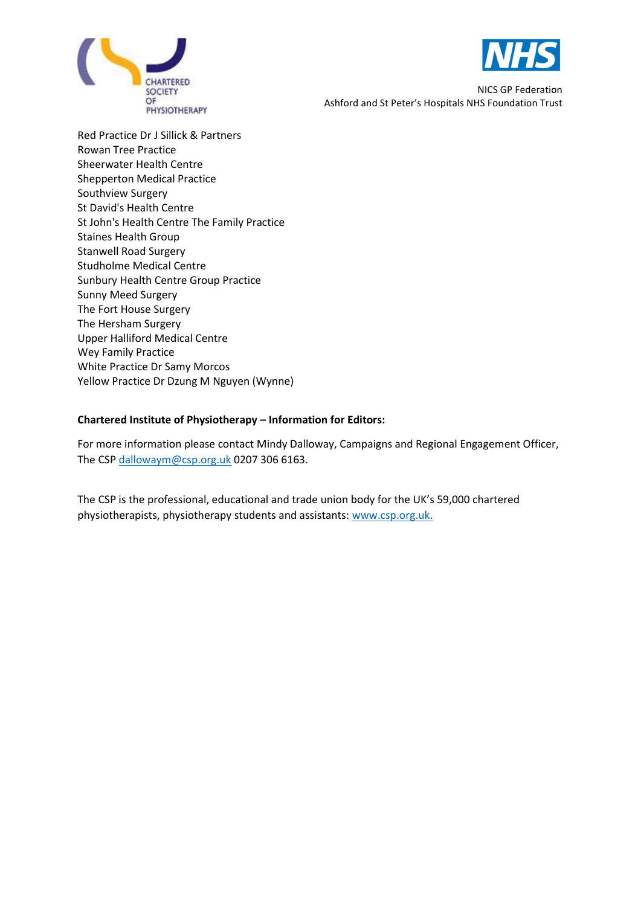CHARTERED SOCIETY OF PHYSIOTHERAPY

NICS GP Federation
Ashford and St Peter's Hospitals NHS Foundation Trust

Red Practice Dr J Sillick & Partners
Rowan Tree Practice
Sheerwater Health Centre
Shepperton Medical Practice
Southview Surgery
St David's Health Centre
St John's Health Centre The Family Practice
Staines Health Group
Stanwell Road Surgery
Studholme Medical Centre
Sunbury Health Centre Group Practice
Sunny Meed Surgery
The Fort House Surgery
The Hersham Surgery
Upper Halliford Medical Centre
Wey Family Practice
White Practice Dr Samy Morcos
Yellow Practice Dr Dzung M Nguyen (Wynne)

**Chartered Institute of Physiotherapy – Information for Editors:**

For more information please contact Mindy Dalloway, Campaigns and Regional Engagement Officer, The CSP dallowaym@csp.org.uk 0207 306 6163.

The CSP is the professional, educational and trade union body for the UK's 59,000 chartered physiotherapists, physiotherapy students and assistants: www.csp.org.uk.